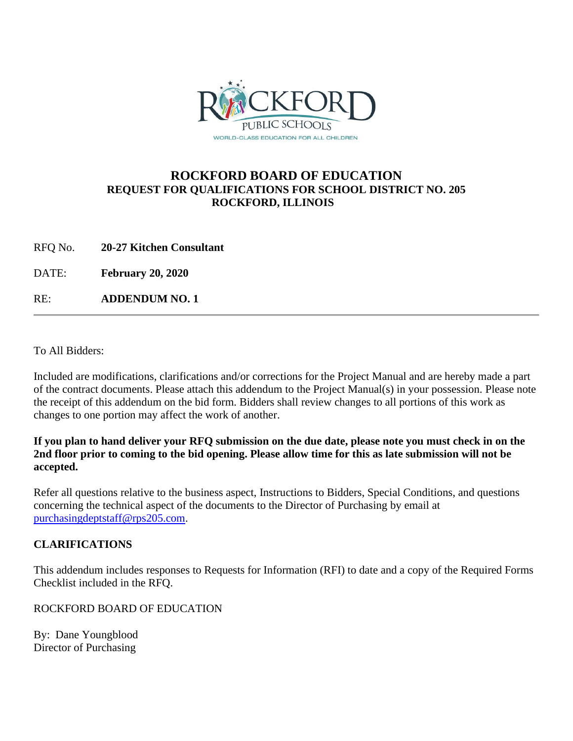# ROCKFORD BOARD OF EDUCATION

## REQUEST FOR QUALIFICATIONS FOR SCHOOL DISTRICT NO. 205
## ROCKFORD, ILLINOIS

RFQ No. **20-27 Kitchen Consultant**

DATE: **February 20, 2020**

RE: **ADDENDUM NO. 1**

---

To All Bidders:

Included are modifications, clarifications and/or corrections for the Project Manual and are hereby made a part of the contract documents. Please attach this addendum to the Project Manual(s) in your possession. Please note the receipt of this addendum on the bid form. Bidders shall review changes to all portions of this work as changes to one portion may affect the work of another.

**If you plan to hand deliver your RFQ submission on the due date, please note you must check in on the 2nd floor prior to coming to the bid opening. Please allow time for this as late submission will not be accepted.**

Refer all questions relative to the business aspect, Instructions to Bidders, Special Conditions, and questions concerning the technical aspect of the documents to the Director of Purchasing by email at purchasingdeptstaff@rps205.com.

**CLARIFICATIONS**

This addendum includes responses to Requests for Information (RFI) to date and a copy of the Required Forms Checklist included in the RFQ.

ROCKFORD BOARD OF EDUCATION

By: Dane Youngblood
Director of Purchasing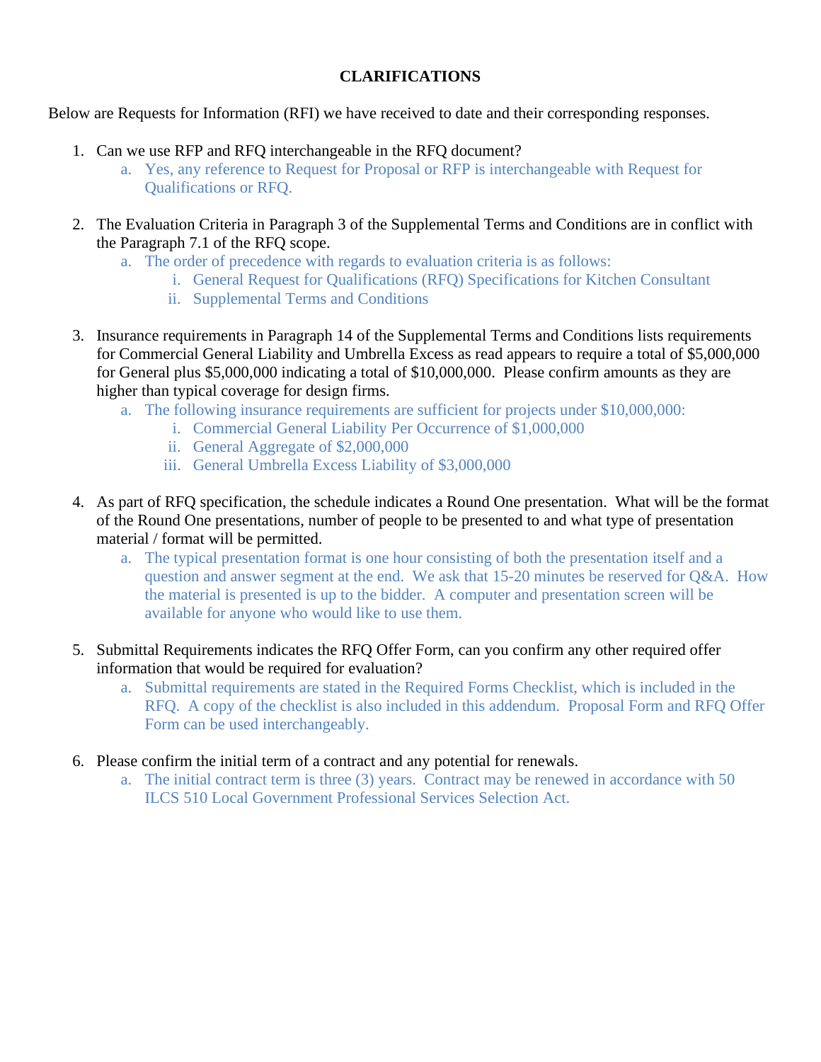**CLARIFICATIONS**

Below are Requests for Information (RFI) we have received to date and their corresponding responses.

1. Can we use RFP and RFQ interchangeable in the RFQ document?
   a. Yes, any reference to Request for Proposal or RFP is interchangeable with Request for Qualifications or RFQ.

2. The Evaluation Criteria in Paragraph 3 of the Supplemental Terms and Conditions are in conflict with the Paragraph 7.1 of the RFQ scope.
   a. The order of precedence with regards to evaluation criteria is as follows:
      i. General Request for Qualifications (RFQ) Specifications for Kitchen Consultant
      ii. Supplemental Terms and Conditions

3. Insurance requirements in Paragraph 14 of the Supplemental Terms and Conditions lists requirements for Commercial General Liability and Umbrella Excess as read appears to require a total of $5,000,000 for General plus $5,000,000 indicating a total of $10,000,000. Please confirm amounts as they are higher than typical coverage for design firms.
   a. The following insurance requirements are sufficient for projects under $10,000,000:
      i. Commercial General Liability Per Occurrence of $1,000,000
      ii. General Aggregate of $2,000,000
      iii. General Umbrella Excess Liability of $3,000,000

4. As part of RFQ specification, the schedule indicates a Round One presentation. What will be the format of the Round One presentations, number of people to be presented to and what type of presentation material / format will be permitted.
   a. The typical presentation format is one hour consisting of both the presentation itself and a question and answer segment at the end. We ask that 15-20 minutes be reserved for Q&A. How the material is presented is up to the bidder. A computer and presentation screen will be available for anyone who would like to use them.

5. Submittal Requirements indicates the RFQ Offer Form, can you confirm any other required offer information that would be required for evaluation?
   a. Submittal requirements are stated in the Required Forms Checklist, which is included in the RFQ. A copy of the checklist is also included in this addendum. Proposal Form and RFQ Offer Form can be used interchangeably.

6. Please confirm the initial term of a contract and any potential for renewals.
   a. The initial contract term is three (3) years. Contract may be renewed in accordance with 50 ILCS 510 Local Government Professional Services Selection Act.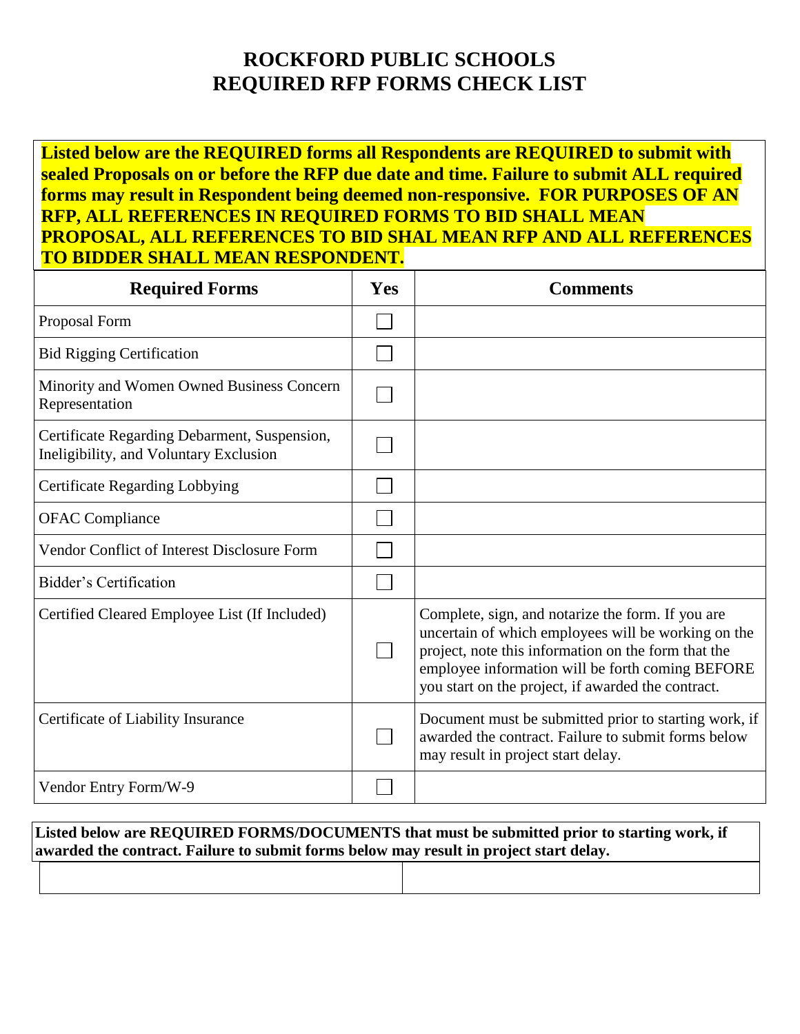# ROCKFORD PUBLIC SCHOOLS
# REQUIRED RFP FORMS CHECK LIST

**Listed below are the REQUIRED forms all Respondents are REQUIRED to submit with sealed Proposals on or before the RFP due date and time. Failure to submit ALL required forms may result in Respondent being deemed non-responsive. FOR PURPOSES OF AN RFP, ALL REFERENCES IN REQUIRED FORMS TO BID SHALL MEAN PROPOSAL, ALL REFERENCES TO BID SHAL MEAN RFP AND ALL REFERENCES TO BIDDER SHALL MEAN RESPONDENT.**

| Required Forms | Yes | Comments |
|---|---|---|
| Proposal Form | ☐ | |
| Bid Rigging Certification | ☐ | |
| Minority and Women Owned Business Concern Representation | ☐ | |
| Certificate Regarding Debarment, Suspension, Ineligibility, and Voluntary Exclusion | ☐ | |
| Certificate Regarding Lobbying | ☐ | |
| OFAC Compliance | ☐ | |
| Vendor Conflict of Interest Disclosure Form | ☐ | |
| Bidder's Certification | ☐ | |
| Certified Cleared Employee List (If Included) | ☐ | Complete, sign, and notarize the form. If you are uncertain of which employees will be working on the project, note this information on the form that the employee information will be forth coming BEFORE you start on the project, if awarded the contract. |
| Certificate of Liability Insurance | ☐ | Document must be submitted prior to starting work, if awarded the contract. Failure to submit forms below may result in project start delay. |
| Vendor Entry Form/W-9 | ☐ | |

**Listed below are REQUIRED FORMS/DOCUMENTS that must be submitted prior to starting work, if awarded the contract. Failure to submit forms below may result in project start delay.**

| | |
|---|---|
| | |